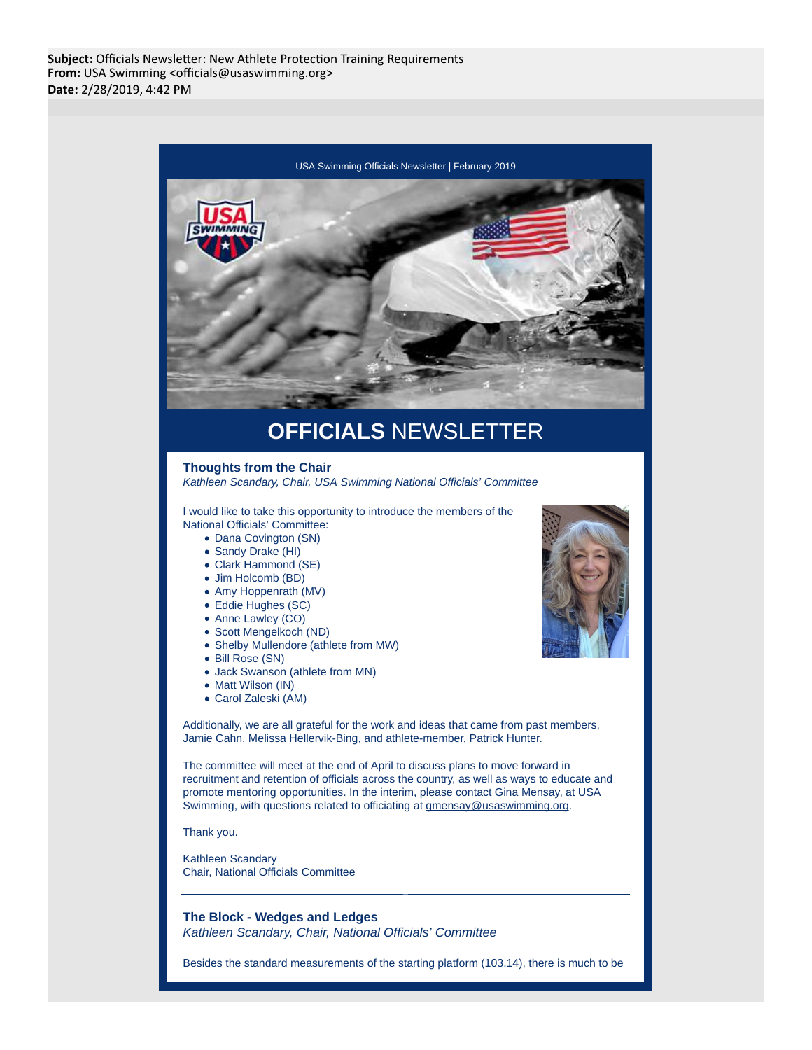**Subject:** Officials Newsletter: New Athlete Protection Training Requirements
**From:** USA Swimming <officials@usaswimming.org>
**Date:** 2/28/2019, 4:42 PM

USA Swimming Officials Newsletter | February 2019

# OFFICIALS NEWSLETTER

### Thoughts from the Chair

*Kathleen Scandary, Chair, USA Swimming National Officials' Committee*

I would like to take this opportunity to introduce the members of the National Officials' Committee:

- Dana Covington (SN)
- Sandy Drake (HI)
- Clark Hammond (SE)
- Jim Holcomb (BD)
- Amy Hoppenrath (MV)
- Eddie Hughes (SC)
- Anne Lawley (CO)
- Scott Mengelkoch (ND)
- Shelby Mullendore (athlete from MW)
- Bill Rose (SN)
- Jack Swanson (athlete from MN)
- Matt Wilson (IN)
- Carol Zaleski (AM)

Additionally, we are all grateful for the work and ideas that came from past members, Jamie Cahn, Melissa Hellervik-Bing, and athlete-member, Patrick Hunter.

The committee will meet at the end of April to discuss plans to move forward in recruitment and retention of officials across the country, as well as ways to educate and promote mentoring opportunities. In the interim, please contact Gina Mensay, at USA Swimming, with questions related to officiating at gmensay@usaswimming.org.

Thank you.

Kathleen Scandary
Chair, National Officials Committee

---

### The Block - Wedges and Ledges

*Kathleen Scandary, Chair, National Officials' Committee*

Besides the standard measurements of the starting platform (103.14), there is much to be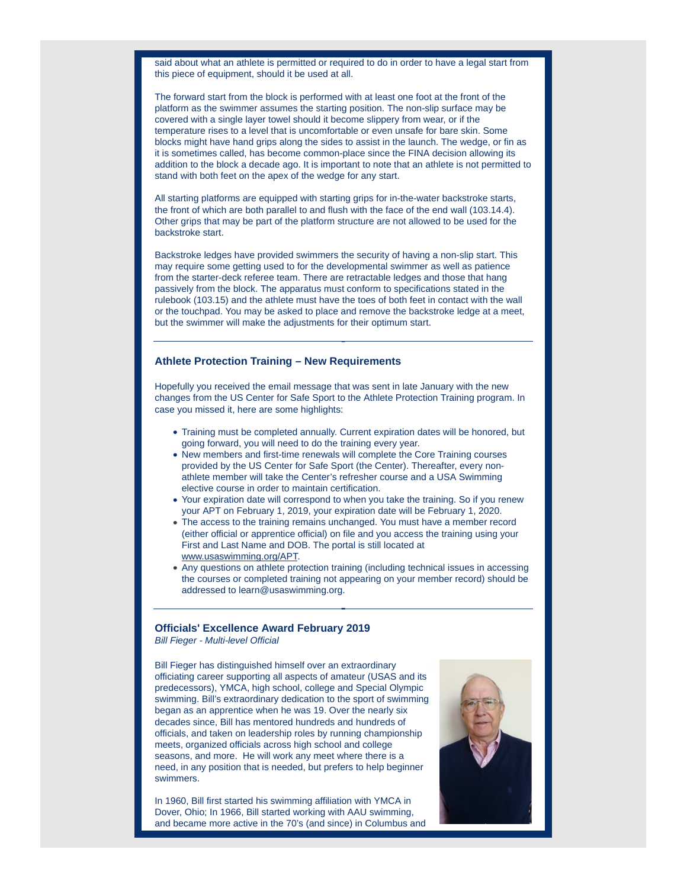said about what an athlete is permitted or required to do in order to have a legal start from this piece of equipment, should it be used at all.

The forward start from the block is performed with at least one foot at the front of the platform as the swimmer assumes the starting position. The non-slip surface may be covered with a single layer towel should it become slippery from wear, or if the temperature rises to a level that is uncomfortable or even unsafe for bare skin. Some blocks might have hand grips along the sides to assist in the launch. The wedge, or fin as it is sometimes called, has become common-place since the FINA decision allowing its addition to the block a decade ago. It is important to note that an athlete is not permitted to stand with both feet on the apex of the wedge for any start.

All starting platforms are equipped with starting grips for in-the-water backstroke starts, the front of which are both parallel to and flush with the face of the end wall (103.14.4). Other grips that may be part of the platform structure are not allowed to be used for the backstroke start.

Backstroke ledges have provided swimmers the security of having a non-slip start. This may require some getting used to for the developmental swimmer as well as patience from the starter-deck referee team. There are retractable ledges and those that hang passively from the block. The apparatus must conform to specifications stated in the rulebook (103.15) and the athlete must have the toes of both feet in contact with the wall or the touchpad. You may be asked to place and remove the backstroke ledge at a meet, but the swimmer will make the adjustments for their optimum start.

---

### Athlete Protection Training – New Requirements

Hopefully you received the email message that was sent in late January with the new changes from the US Center for Safe Sport to the Athlete Protection Training program. In case you missed it, here are some highlights:

- Training must be completed annually. Current expiration dates will be honored, but going forward, you will need to do the training every year.
- New members and first-time renewals will complete the Core Training courses provided by the US Center for Safe Sport (the Center). Thereafter, every non-athlete member will take the Center's refresher course and a USA Swimming elective course in order to maintain certification.
- Your expiration date will correspond to when you take the training. So if you renew your APT on February 1, 2019, your expiration date will be February 1, 2020.
- The access to the training remains unchanged. You must have a member record (either official or apprentice official) on file and you access the training using your First and Last Name and DOB. The portal is still located at www.usaswimming.org/APT.
- Any questions on athlete protection training (including technical issues in accessing the courses or completed training not appearing on your member record) should be addressed to learn@usaswimming.org.

---

### Officials' Excellence Award February 2019

*Bill Fieger - Multi-level Official*

Bill Fieger has distinguished himself over an extraordinary officiating career supporting all aspects of amateur (USAS and its predecessors), YMCA, high school, college and Special Olympic swimming. Bill's extraordinary dedication to the sport of swimming began as an apprentice when he was 19. Over the nearly six decades since, Bill has mentored hundreds and hundreds of officials, and taken on leadership roles by running championship meets, organized officials across high school and college seasons, and more. He will work any meet where there is a need, in any position that is needed, but prefers to help beginner swimmers.

In 1960, Bill first started his swimming affiliation with YMCA in Dover, Ohio; In 1966, Bill started working with AAU swimming, and became more active in the 70's (and since) in Columbus and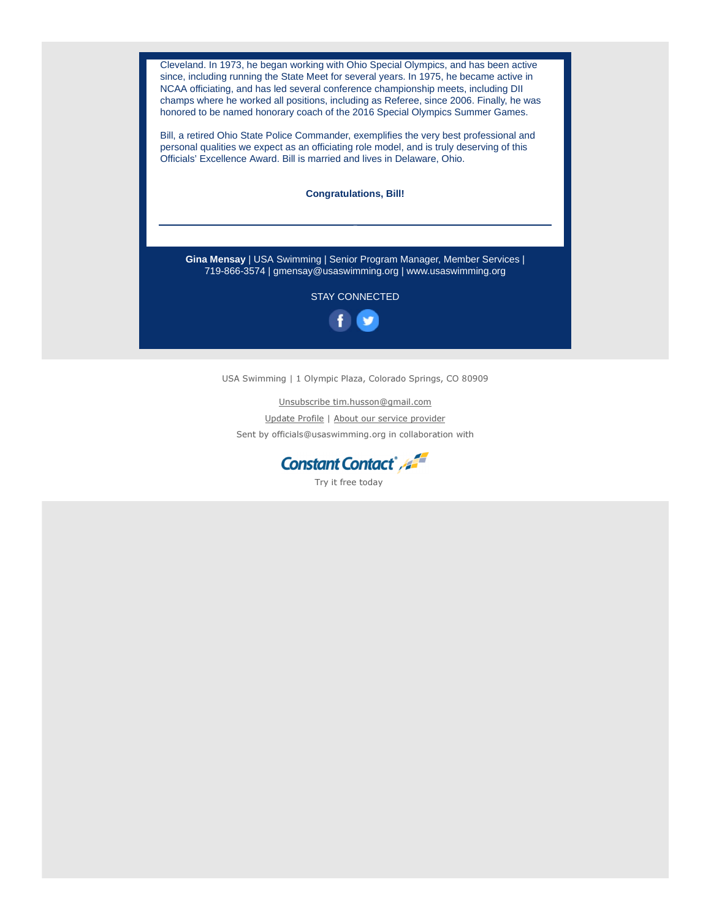Cleveland. In 1973, he began working with Ohio Special Olympics, and has been active since, including running the State Meet for several years. In 1975, he became active in NCAA officiating, and has led several conference championship meets, including DII champs where he worked all positions, including as Referee, since 2006. Finally, he was honored to be named honorary coach of the 2016 Special Olympics Summer Games.

Bill, a retired Ohio State Police Commander, exemplifies the very best professional and personal qualities we expect as an officiating role model, and is truly deserving of this Officials' Excellence Award. Bill is married and lives in Delaware, Ohio.

**Congratulations, Bill!**

---

**Gina Mensay** | USA Swimming | Senior Program Manager, Member Services | 719-866-3574 | gmensay@usaswimming.org | www.usaswimming.org

STAY CONNECTED

USA Swimming | 1 Olympic Plaza, Colorado Springs, CO 80909

Unsubscribe tim.husson@gmail.com

Update Profile | About our service provider

Sent by officials@usaswimming.org in collaboration with

Constant Contact

Try it free today